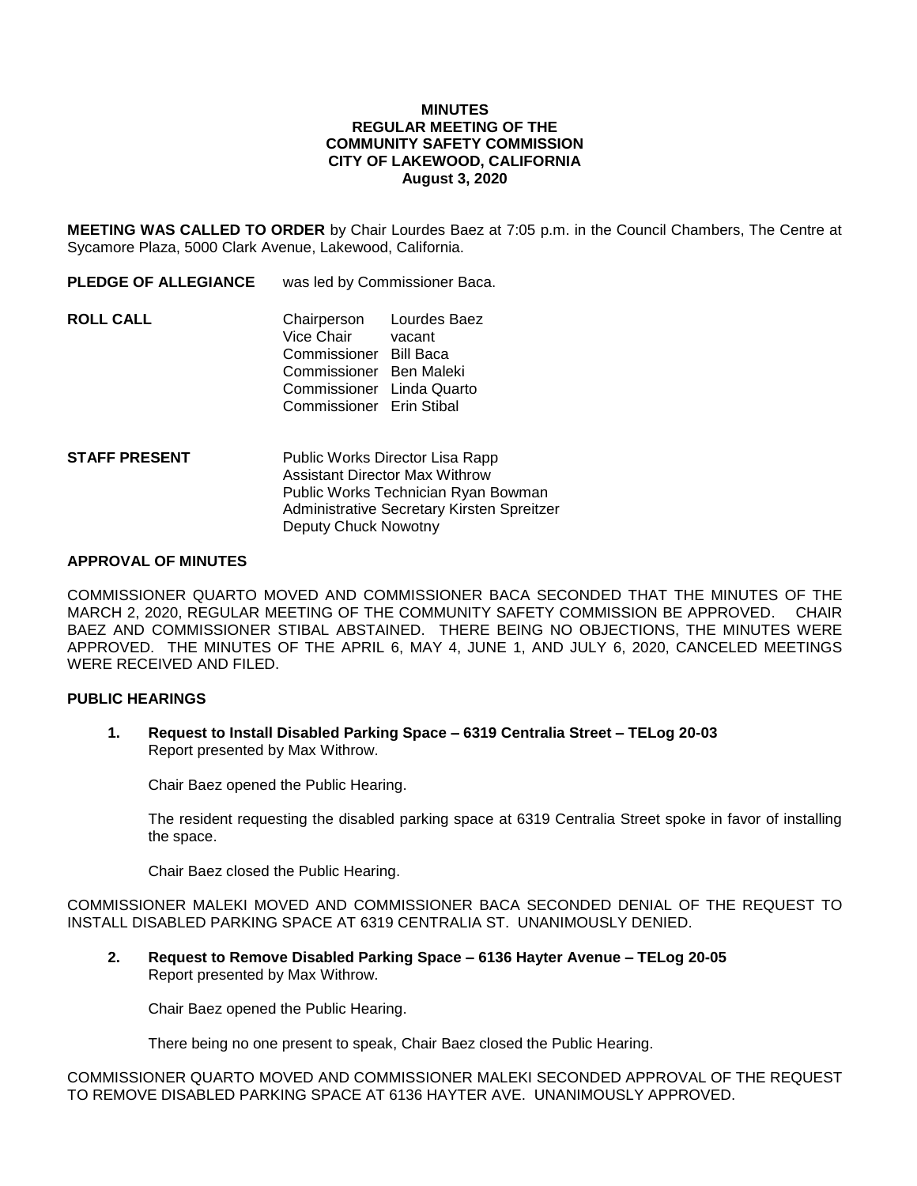# MINUTES
## REGULAR MEETING OF THE COMMUNITY SAFETY COMMISSION
## CITY OF LAKEWOOD, CALIFORNIA
## August 3, 2020

**MEETING WAS CALLED TO ORDER** by Chair Lourdes Baez at 7:05 p.m. in the Council Chambers, The Centre at Sycamore Plaza, 5000 Clark Avenue, Lakewood, California.

**PLEDGE OF ALLEGIANCE** was led by Commissioner Baca.

**ROLL CALL**

| | |
|---|---|
| Chairperson | Lourdes Baez |
| Vice Chair | vacant |
| Commissioner | Bill Baca |
| Commissioner | Ben Maleki |
| Commissioner | Linda Quarto |
| Commissioner | Erin Stibal |

**STAFF PRESENT**

Public Works Director Lisa Rapp
Assistant Director Max Withrow
Public Works Technician Ryan Bowman
Administrative Secretary Kirsten Spreitzer
Deputy Chuck Nowotny

### APPROVAL OF MINUTES

COMMISSIONER QUARTO MOVED AND COMMISSIONER BACA SECONDED THAT THE MINUTES OF THE MARCH 2, 2020, REGULAR MEETING OF THE COMMUNITY SAFETY COMMISSION BE APPROVED. CHAIR BAEZ AND COMMISSIONER STIBAL ABSTAINED. THERE BEING NO OBJECTIONS, THE MINUTES WERE APPROVED. THE MINUTES OF THE APRIL 6, MAY 4, JUNE 1, AND JULY 6, 2020, CANCELED MEETINGS WERE RECEIVED AND FILED.

### PUBLIC HEARINGS

**1. Request to Install Disabled Parking Space – 6319 Centralia Street – TELog 20-03**
Report presented by Max Withrow.

Chair Baez opened the Public Hearing.

The resident requesting the disabled parking space at 6319 Centralia Street spoke in favor of installing the space.

Chair Baez closed the Public Hearing.

COMMISSIONER MALEKI MOVED AND COMMISSIONER BACA SECONDED DENIAL OF THE REQUEST TO INSTALL DISABLED PARKING SPACE AT 6319 CENTRALIA ST. UNANIMOUSLY DENIED.

**2. Request to Remove Disabled Parking Space – 6136 Hayter Avenue – TELog 20-05**
Report presented by Max Withrow.

Chair Baez opened the Public Hearing.

There being no one present to speak, Chair Baez closed the Public Hearing.

COMMISSIONER QUARTO MOVED AND COMMISSIONER MALEKI SECONDED APPROVAL OF THE REQUEST TO REMOVE DISABLED PARKING SPACE AT 6136 HAYTER AVE. UNANIMOUSLY APPROVED.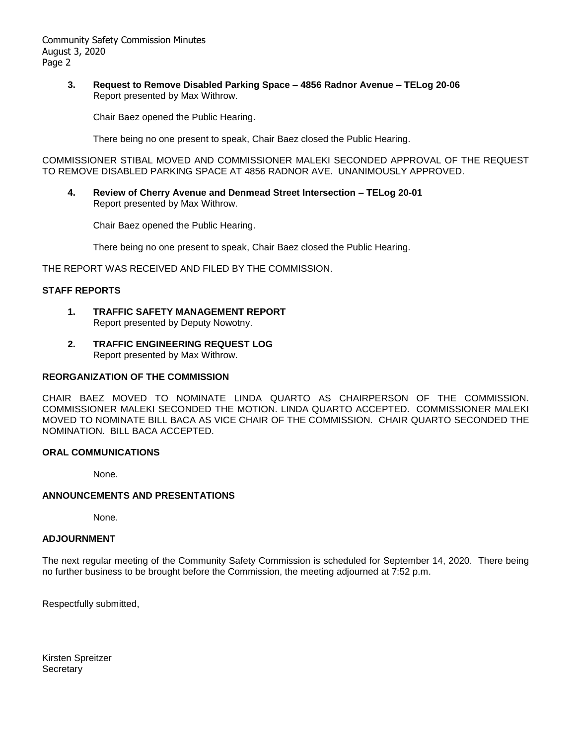**3. Request to Remove Disabled Parking Space – 4856 Radnor Avenue – TELog 20-06**
Report presented by Max Withrow.

Chair Baez opened the Public Hearing.

There being no one present to speak, Chair Baez closed the Public Hearing.

COMMISSIONER STIBAL MOVED AND COMMISSIONER MALEKI SECONDED APPROVAL OF THE REQUEST TO REMOVE DISABLED PARKING SPACE AT 4856 RADNOR AVE. UNANIMOUSLY APPROVED.

**4. Review of Cherry Avenue and Denmead Street Intersection – TELog 20-01**
Report presented by Max Withrow.

Chair Baez opened the Public Hearing.

There being no one present to speak, Chair Baez closed the Public Hearing.

THE REPORT WAS RECEIVED AND FILED BY THE COMMISSION.

## STAFF REPORTS

**1. TRAFFIC SAFETY MANAGEMENT REPORT**
Report presented by Deputy Nowotny.

**2. TRAFFIC ENGINEERING REQUEST LOG**
Report presented by Max Withrow.

## REORGANIZATION OF THE COMMISSION

CHAIR BAEZ MOVED TO NOMINATE LINDA QUARTO AS CHAIRPERSON OF THE COMMISSION. COMMISSIONER MALEKI SECONDED THE MOTION. LINDA QUARTO ACCEPTED. COMMISSIONER MALEKI MOVED TO NOMINATE BILL BACA AS VICE CHAIR OF THE COMMISSION. CHAIR QUARTO SECONDED THE NOMINATION. BILL BACA ACCEPTED.

## ORAL COMMUNICATIONS

None.

## ANNOUNCEMENTS AND PRESENTATIONS

None.

## ADJOURNMENT

The next regular meeting of the Community Safety Commission is scheduled for September 14, 2020. There being no further business to be brought before the Commission, the meeting adjourned at 7:52 p.m.

Respectfully submitted,

Kirsten Spreitzer
Secretary